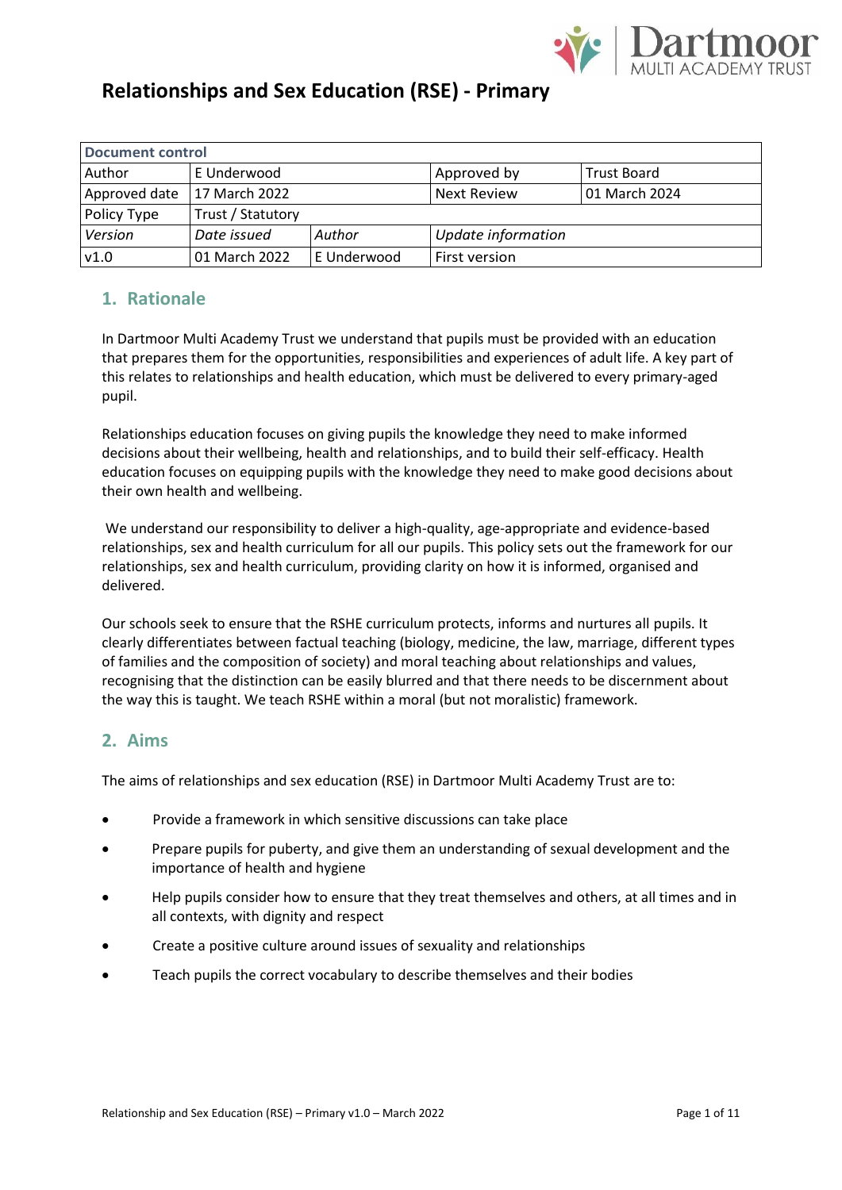# Relationships and Sex Education (RSE) - Primary

| Document control | | | | |
|---|---|---|---|---|
| Author | E Underwood | | Approved by | Trust Board |
| Approved date | 17 March 2022 | | Next Review | 01 March 2024 |
| Policy Type | Trust / Statutory | | | |
| *Version* | *Date issued* | *Author* | *Update information* | |
| v1.0 | 01 March 2022 | E Underwood | First version | |

## 1. Rationale

In Dartmoor Multi Academy Trust we understand that pupils must be provided with an education that prepares them for the opportunities, responsibilities and experiences of adult life. A key part of this relates to relationships and health education, which must be delivered to every primary-aged pupil.

Relationships education focuses on giving pupils the knowledge they need to make informed decisions about their wellbeing, health and relationships, and to build their self-efficacy. Health education focuses on equipping pupils with the knowledge they need to make good decisions about their own health and wellbeing.

We understand our responsibility to deliver a high-quality, age-appropriate and evidence-based relationships, sex and health curriculum for all our pupils. This policy sets out the framework for our relationships, sex and health curriculum, providing clarity on how it is informed, organised and delivered.

Our schools seek to ensure that the RSHE curriculum protects, informs and nurtures all pupils. It clearly differentiates between factual teaching (biology, medicine, the law, marriage, different types of families and the composition of society) and moral teaching about relationships and values, recognising that the distinction can be easily blurred and that there needs to be discernment about the way this is taught. We teach RSHE within a moral (but not moralistic) framework.

## 2. Aims

The aims of relationships and sex education (RSE) in Dartmoor Multi Academy Trust are to:

- Provide a framework in which sensitive discussions can take place
- Prepare pupils for puberty, and give them an understanding of sexual development and the importance of health and hygiene
- Help pupils consider how to ensure that they treat themselves and others, at all times and in all contexts, with dignity and respect
- Create a positive culture around issues of sexuality and relationships
- Teach pupils the correct vocabulary to describe themselves and their bodies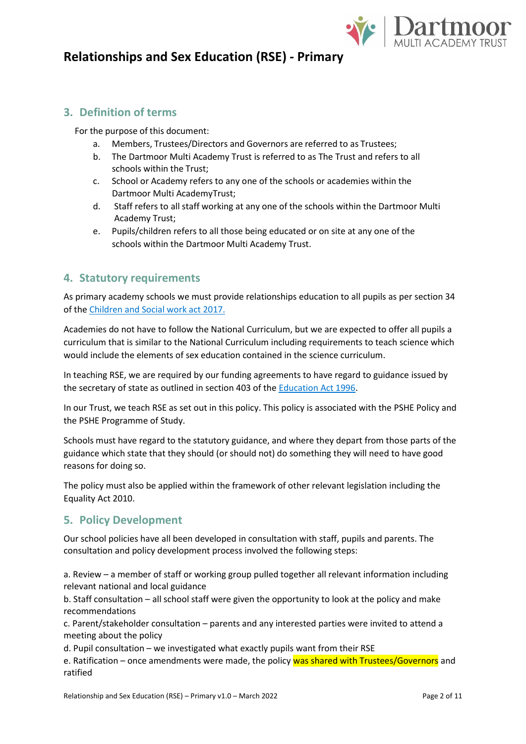## 3. Definition of terms

For the purpose of this document:

a. Members, Trustees/Directors and Governors are referred to as Trustees;
b. The Dartmoor Multi Academy Trust is referred to as The Trust and refers to all schools within the Trust;
c. School or Academy refers to any one of the schools or academies within the Dartmoor Multi AcademyTrust;
d. Staff refers to all staff working at any one of the schools within the Dartmoor Multi Academy Trust;
e. Pupils/children refers to all those being educated or on site at any one of the schools within the Dartmoor Multi Academy Trust.

## 4. Statutory requirements

As primary academy schools we must provide relationships education to all pupils as per section 34 of the Children and Social work act 2017.

Academies do not have to follow the National Curriculum, but we are expected to offer all pupils a curriculum that is similar to the National Curriculum including requirements to teach science which would include the elements of sex education contained in the science curriculum.

In teaching RSE, we are required by our funding agreements to have regard to guidance issued by the secretary of state as outlined in section 403 of the Education Act 1996.

In our Trust, we teach RSE as set out in this policy. This policy is associated with the PSHE Policy and the PSHE Programme of Study.

Schools must have regard to the statutory guidance, and where they depart from those parts of the guidance which state that they should (or should not) do something they will need to have good reasons for doing so.

The policy must also be applied within the framework of other relevant legislation including the Equality Act 2010.

## 5. Policy Development

Our school policies have all been developed in consultation with staff, pupils and parents. The consultation and policy development process involved the following steps:

a. Review – a member of staff or working group pulled together all relevant information including relevant national and local guidance
b. Staff consultation – all school staff were given the opportunity to look at the policy and make recommendations
c. Parent/stakeholder consultation – parents and any interested parties were invited to attend a meeting about the policy
d. Pupil consultation – we investigated what exactly pupils want from their RSE
e. Ratification – once amendments were made, the policy was shared with Trustees/Governors and ratified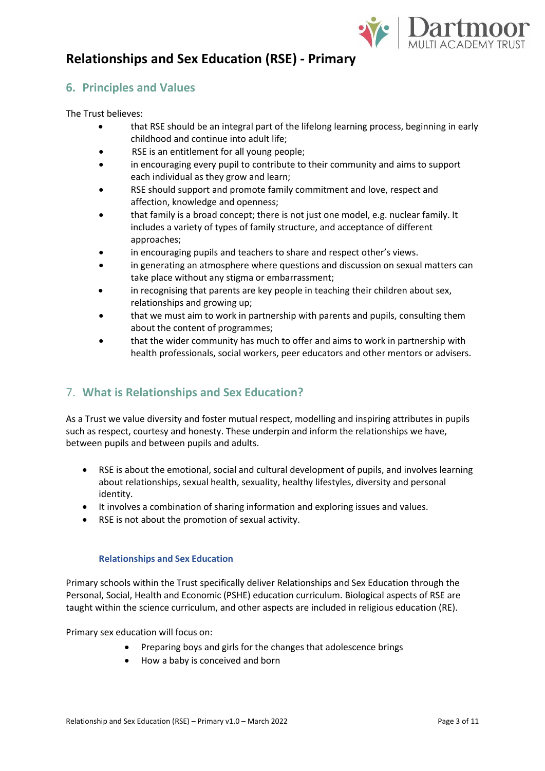## 6. Principles and Values

The Trust believes:

- that RSE should be an integral part of the lifelong learning process, beginning in early childhood and continue into adult life;
- RSE is an entitlement for all young people;
- in encouraging every pupil to contribute to their community and aims to support each individual as they grow and learn;
- RSE should support and promote family commitment and love, respect and affection, knowledge and openness;
- that family is a broad concept; there is not just one model, e.g. nuclear family. It includes a variety of types of family structure, and acceptance of different approaches;
- in encouraging pupils and teachers to share and respect other's views.
- in generating an atmosphere where questions and discussion on sexual matters can take place without any stigma or embarrassment;
- in recognising that parents are key people in teaching their children about sex, relationships and growing up;
- that we must aim to work in partnership with parents and pupils, consulting them about the content of programmes;
- that the wider community has much to offer and aims to work in partnership with health professionals, social workers, peer educators and other mentors or advisers.

## 7. What is Relationships and Sex Education?

As a Trust we value diversity and foster mutual respect, modelling and inspiring attributes in pupils such as respect, courtesy and honesty. These underpin and inform the relationships we have, between pupils and between pupils and adults.

- RSE is about the emotional, social and cultural development of pupils, and involves learning about relationships, sexual health, sexuality, healthy lifestyles, diversity and personal identity.
- It involves a combination of sharing information and exploring issues and values.
- RSE is not about the promotion of sexual activity.

### Relationships and Sex Education

Primary schools within the Trust specifically deliver Relationships and Sex Education through the Personal, Social, Health and Economic (PSHE) education curriculum. Biological aspects of RSE are taught within the science curriculum, and other aspects are included in religious education (RE).

Primary sex education will focus on:

- Preparing boys and girls for the changes that adolescence brings
- How a baby is conceived and born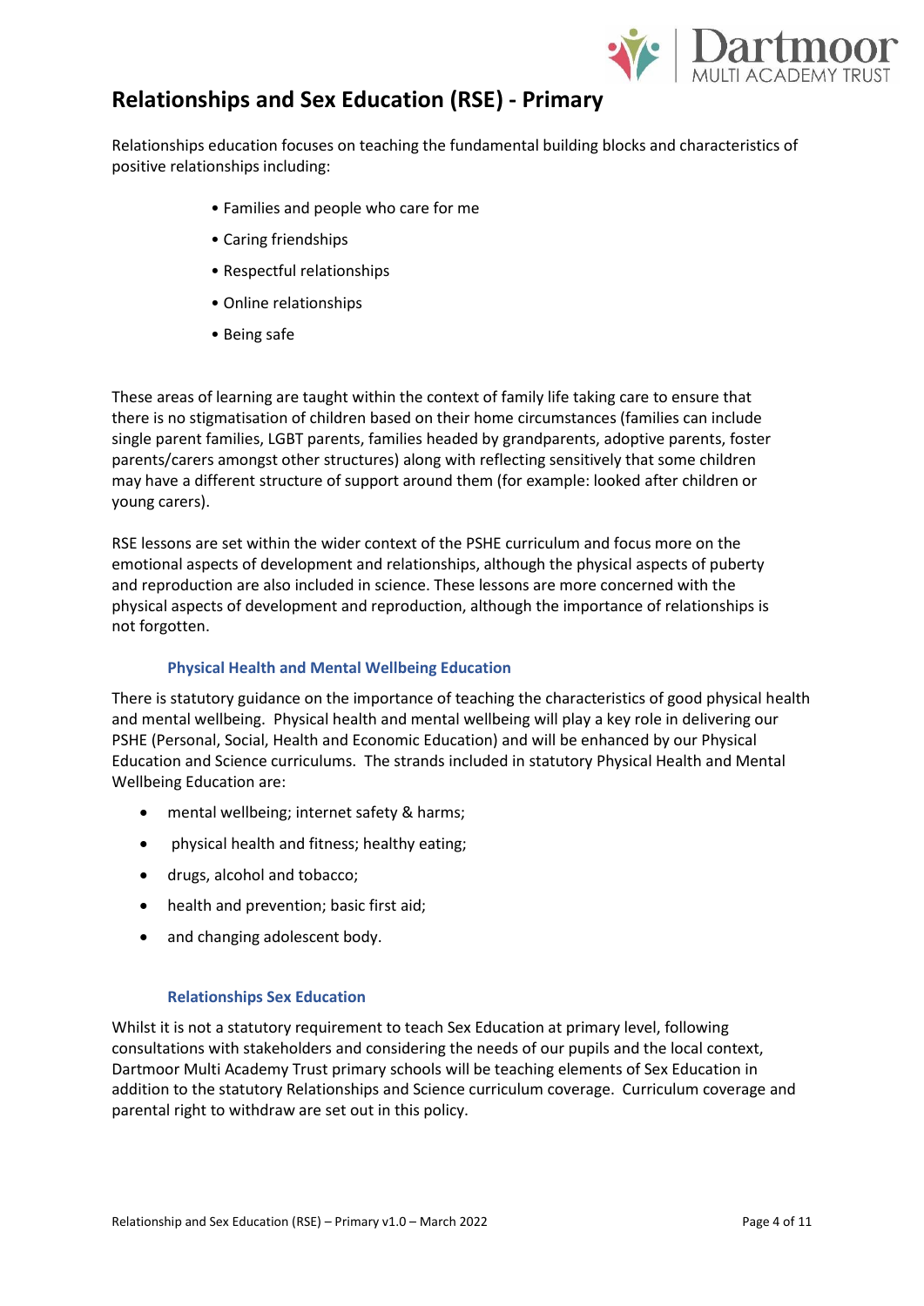# Relationships and Sex Education (RSE) - Primary

Relationships education focuses on teaching the fundamental building blocks and characteristics of positive relationships including:

- Families and people who care for me
- Caring friendships
- Respectful relationships
- Online relationships
- Being safe

These areas of learning are taught within the context of family life taking care to ensure that there is no stigmatisation of children based on their home circumstances (families can include single parent families, LGBT parents, families headed by grandparents, adoptive parents, foster parents/carers amongst other structures) along with reflecting sensitively that some children may have a different structure of support around them (for example: looked after children or young carers).

RSE lessons are set within the wider context of the PSHE curriculum and focus more on the emotional aspects of development and relationships, although the physical aspects of puberty and reproduction are also included in science. These lessons are more concerned with the physical aspects of development and reproduction, although the importance of relationships is not forgotten.

### Physical Health and Mental Wellbeing Education

There is statutory guidance on the importance of teaching the characteristics of good physical health and mental wellbeing. Physical health and mental wellbeing will play a key role in delivering our PSHE (Personal, Social, Health and Economic Education) and will be enhanced by our Physical Education and Science curriculums. The strands included in statutory Physical Health and Mental Wellbeing Education are:

- mental wellbeing; internet safety & harms;
- physical health and fitness; healthy eating;
- drugs, alcohol and tobacco;
- health and prevention; basic first aid;
- and changing adolescent body.

### Relationships Sex Education

Whilst it is not a statutory requirement to teach Sex Education at primary level, following consultations with stakeholders and considering the needs of our pupils and the local context, Dartmoor Multi Academy Trust primary schools will be teaching elements of Sex Education in addition to the statutory Relationships and Science curriculum coverage. Curriculum coverage and parental right to withdraw are set out in this policy.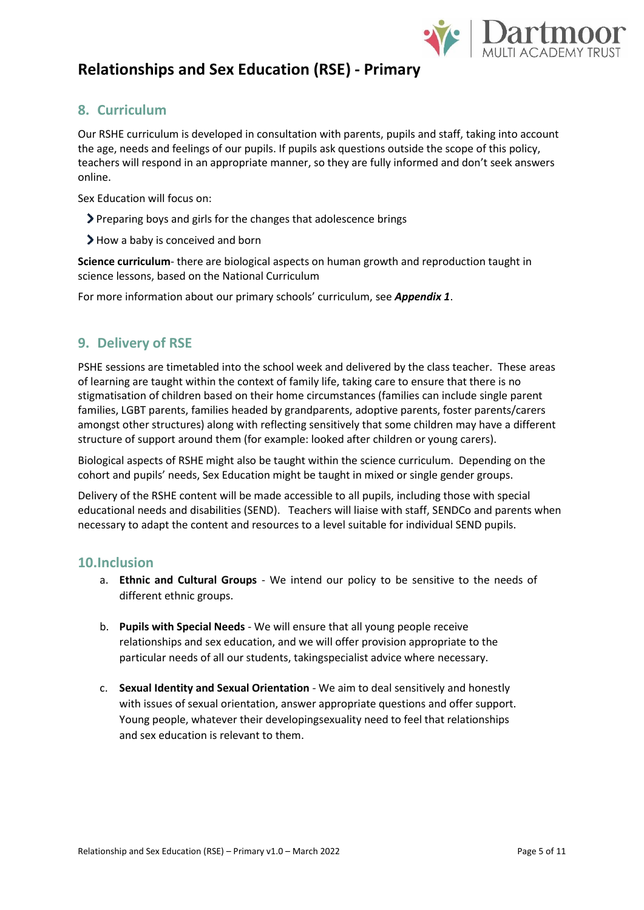## 8. Curriculum

Our RSHE curriculum is developed in consultation with parents, pupils and staff, taking into account the age, needs and feelings of our pupils. If pupils ask questions outside the scope of this policy, teachers will respond in an appropriate manner, so they are fully informed and don't seek answers online.

Sex Education will focus on:

- Preparing boys and girls for the changes that adolescence brings
- How a baby is conceived and born

**Science curriculum**- there are biological aspects on human growth and reproduction taught in science lessons, based on the National Curriculum

For more information about our primary schools' curriculum, see ***Appendix 1***.

## 9. Delivery of RSE

PSHE sessions are timetabled into the school week and delivered by the class teacher. These areas of learning are taught within the context of family life, taking care to ensure that there is no stigmatisation of children based on their home circumstances (families can include single parent families, LGBT parents, families headed by grandparents, adoptive parents, foster parents/carers amongst other structures) along with reflecting sensitively that some children may have a different structure of support around them (for example: looked after children or young carers).

Biological aspects of RSHE might also be taught within the science curriculum. Depending on the cohort and pupils' needs, Sex Education might be taught in mixed or single gender groups.

Delivery of the RSHE content will be made accessible to all pupils, including those with special educational needs and disabilities (SEND). Teachers will liaise with staff, SENDCo and parents when necessary to adapt the content and resources to a level suitable for individual SEND pupils.

## 10. Inclusion

a. **Ethnic and Cultural Groups** - We intend our policy to be sensitive to the needs of different ethnic groups.

b. **Pupils with Special Needs** - We will ensure that all young people receive relationships and sex education, and we will offer provision appropriate to the particular needs of all our students, takingspecialist advice where necessary.

c. **Sexual Identity and Sexual Orientation** - We aim to deal sensitively and honestly with issues of sexual orientation, answer appropriate questions and offer support. Young people, whatever their developingsexuality need to feel that relationships and sex education is relevant to them.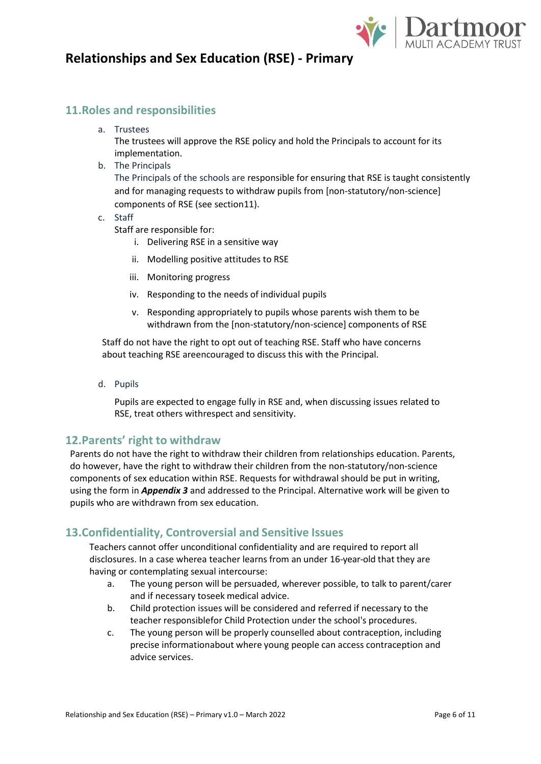## 11. Roles and responsibilities

a. Trustees

The trustees will approve the RSE policy and hold the Principals to account for its implementation.

b. The Principals

The Principals of the schools are responsible for ensuring that RSE is taught consistently and for managing requests to withdraw pupils from [non-statutory/non-science] components of RSE (see section11).

c. Staff

Staff are responsible for:

i. Delivering RSE in a sensitive way
ii. Modelling positive attitudes to RSE
iii. Monitoring progress
iv. Responding to the needs of individual pupils
v. Responding appropriately to pupils whose parents wish them to be withdrawn from the [non-statutory/non-science] components of RSE

Staff do not have the right to opt out of teaching RSE. Staff who have concerns about teaching RSE areencouraged to discuss this with the Principal.

d. Pupils

Pupils are expected to engage fully in RSE and, when discussing issues related to RSE, treat others withrespect and sensitivity.

## 12. Parents' right to withdraw

Parents do not have the right to withdraw their children from relationships education. Parents, do however, have the right to withdraw their children from the non-statutory/non-science components of sex education within RSE. Requests for withdrawal should be put in writing, using the form in ***Appendix 3*** and addressed to the Principal. Alternative work will be given to pupils who are withdrawn from sex education.

## 13. Confidentiality, Controversial and Sensitive Issues

Teachers cannot offer unconditional confidentiality and are required to report all disclosures. In a case wherea teacher learns from an under 16-year-old that they are having or contemplating sexual intercourse:

a. The young person will be persuaded, wherever possible, to talk to parent/carer and if necessary toseek medical advice.
b. Child protection issues will be considered and referred if necessary to the teacher responsiblefor Child Protection under the school's procedures.
c. The young person will be properly counselled about contraception, including precise informationabout where young people can access contraception and advice services.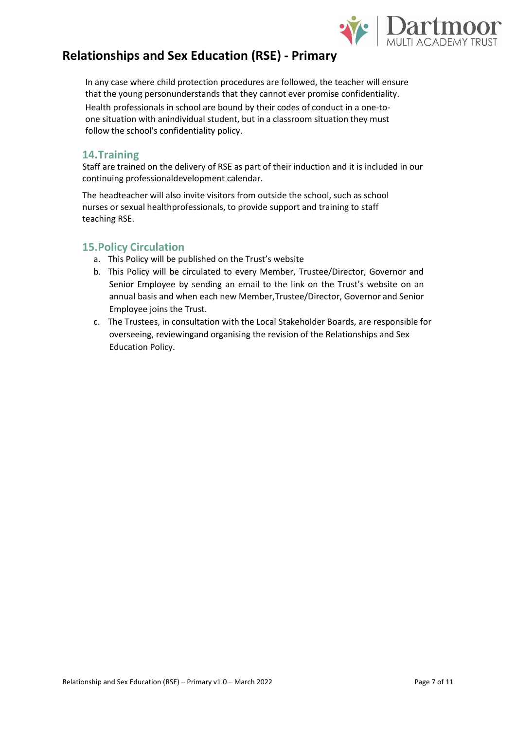In any case where child protection procedures are followed, the teacher will ensure that the young personunderstands that they cannot ever promise confidentiality.

Health professionals in school are bound by their codes of conduct in a one-to-one situation with anindividual student, but in a classroom situation they must follow the school's confidentiality policy.

## 14.Training

Staff are trained on the delivery of RSE as part of their induction and it is included in our continuing professionaldevelopment calendar.

The headteacher will also invite visitors from outside the school, such as school nurses or sexual healthprofessionals, to provide support and training to staff teaching RSE.

## 15.Policy Circulation

a. This Policy will be published on the Trust's website
b. This Policy will be circulated to every Member, Trustee/Director, Governor and Senior Employee by sending an email to the link on the Trust's website on an annual basis and when each new Member,Trustee/Director, Governor and Senior Employee joins the Trust.
c. The Trustees, in consultation with the Local Stakeholder Boards, are responsible for overseeing, reviewingand organising the revision of the Relationships and Sex Education Policy.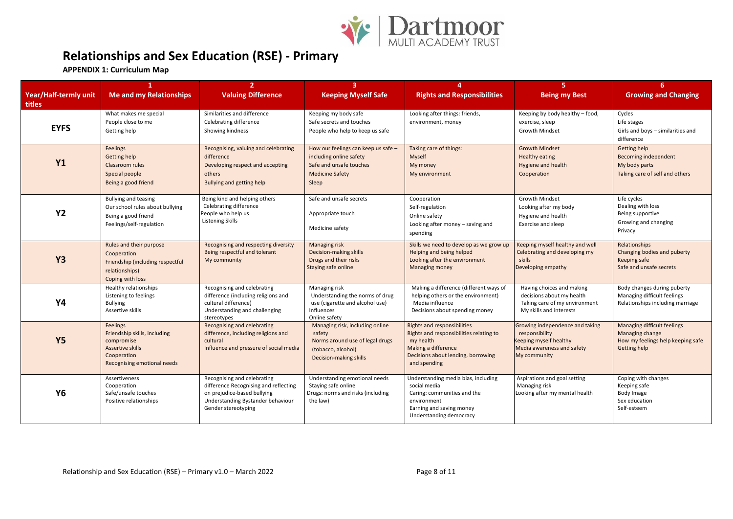# Relationships and Sex Education (RSE) - Primary

**APPENDIX 1: Curriculum Map**

| Year/Half-termly unit titles | 1 Me and my Relationships | 2 Valuing Difference | 3 Keeping Myself Safe | 4 Rights and Responsibilities | 5 Being my Best | 6 Growing and Changing |
|---|---|---|---|---|---|---|
| **EYFS** | What makes me special<br>People close to me<br>Getting help | Similarities and difference<br>Celebrating difference<br>Showing kindness | Keeping my body safe<br>Safe secrets and touches<br>People who help to keep us safe | Looking after things: friends, environment, money | Keeping by body healthy – food, exercise, sleep<br>Growth Mindset | Cycles<br>Life stages<br>Girls and boys – similarities and difference |
| **Y1** | Feelings<br>Getting help<br>Classroom rules<br>Special people<br>Being a good friend | Recognising, valuing and celebrating difference<br>Developing respect and accepting others<br>Bullying and getting help | How our feelings can keep us safe – including online safety<br>Safe and unsafe touches<br>Medicine Safety<br>Sleep | Taking care of things:<br>Myself<br>My money<br>My environment | Growth Mindset<br>Healthy eating<br>Hygiene and health<br>Cooperation | Getting help<br>Becoming independent<br>My body parts<br>Taking care of self and others |
| **Y2** | Bullying and teasing<br>Our school rules about bullying<br>Being a good friend<br>Feelings/self-regulation | Being kind and helping others<br>Celebrating difference<br>People who help us<br>Listening Skills | Safe and unsafe secrets<br>Appropriate touch<br>Medicine safety | Cooperation<br>Self-regulation<br>Online safety<br>Looking after money – saving and spending | Growth Mindset<br>Looking after my body<br>Hygiene and health<br>Exercise and sleep | Life cycles<br>Dealing with loss<br>Being supportive<br>Growing and changing<br>Privacy |
| **Y3** | Rules and their purpose<br>Cooperation<br>Friendship (including respectful relationships)<br>Coping with loss | Recognising and respecting diversity<br>Being respectful and tolerant<br>My community | Managing risk<br>Decision-making skills<br>Drugs and their risks<br>Staying safe online | Skills we need to develop as we grow up<br>Helping and being helped<br>Looking after the environment<br>Managing money | Keeping myself healthy and well<br>Celebrating and developing my skills<br>Developing empathy | Relationships<br>Changing bodies and puberty<br>Keeping safe<br>Safe and unsafe secrets |
| **Y4** | Healthy relationships<br>Listening to feelings<br>Bullying<br>Assertive skills | Recognising and celebrating difference (including religions and cultural difference)<br>Understanding and challenging stereotypes | Managing risk<br>Understanding the norms of drug use (cigarette and alcohol use)<br>Influences<br>Online safety | Making a difference (different ways of helping others or the environment)<br>Media influence<br>Decisions about spending money | Having choices and making decisions about my health<br>Taking care of my environment<br>My skills and interests | Body changes during puberty<br>Managing difficult feelings<br>Relationships including marriage |
| **Y5** | Feelings<br>Friendship skills, including compromise<br>Assertive skills<br>Cooperation<br>Recognising emotional needs | Recognising and celebrating difference, including religions and cultural<br>Influence and pressure of social media | Managing risk, including online safety<br>Norms around use of legal drugs (tobacco, alcohol)<br>Decision-making skills | Rights and responsibilities<br>Rights and responsibilities relating to my health<br>Making a difference<br>Decisions about lending, borrowing and spending | Growing independence and taking responsibility<br>Keeping myself healthy<br>Media awareness and safety<br>My community | Managing difficult feelings<br>Managing change<br>How my feelings help keeping safe<br>Getting help |
| **Y6** | Assertiveness<br>Cooperation<br>Safe/unsafe touches<br>Positive relationships | Recognising and celebrating difference Recognising and reflecting on prejudice-based bullying<br>Understanding Bystander behaviour<br>Gender stereotyping | Understanding emotional needs<br>Staying safe online<br>Drugs: norms and risks (including the law) | Understanding media bias, including social media<br>Caring: communities and the environment<br>Earning and saving money<br>Understanding democracy | Aspirations and goal setting<br>Managing risk<br>Looking after my mental health | Coping with changes<br>Keeping safe<br>Body Image<br>Sex education<br>Self-esteem |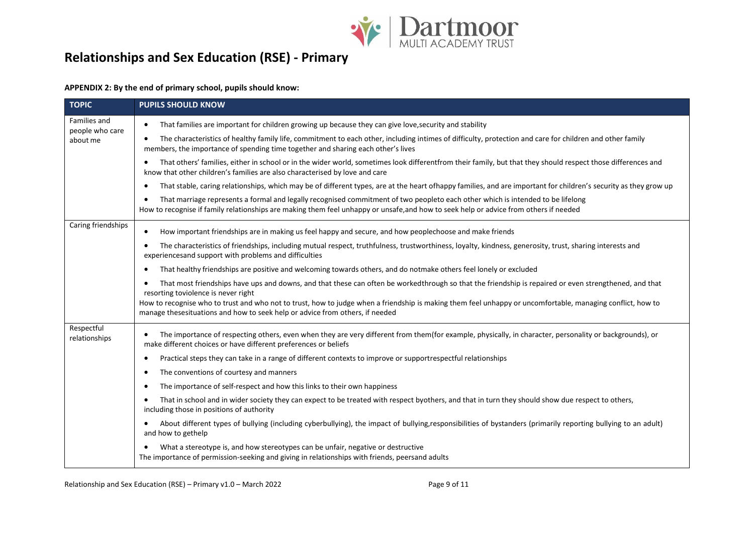# Relationships and Sex Education (RSE) - Primary

**APPENDIX 2: By the end of primary school, pupils should know:**

| TOPIC | PUPILS SHOULD KNOW |
|---|---|
| Families and people who care about me | • That families are important for children growing up because they can give love,security and stability<br>• The characteristics of healthy family life, commitment to each other, including intimes of difficulty, protection and care for children and other family members, the importance of spending time together and sharing each other's lives<br>• That others' families, either in school or in the wider world, sometimes look differentfrom their family, but that they should respect those differences and know that other children's families are also characterised by love and care<br>• That stable, caring relationships, which may be of different types, are at the heart ofhappy families, and are important for children's security as they grow up<br>• That marriage represents a formal and legally recognised commitment of two peopleto each other which is intended to be lifelong<br>How to recognise if family relationships are making them feel unhappy or unsafe,and how to seek help or advice from others if needed |
| Caring friendships | • How important friendships are in making us feel happy and secure, and how peoplechoose and make friends<br>• The characteristics of friendships, including mutual respect, truthfulness, trustworthiness, loyalty, kindness, generosity, trust, sharing interests and experiencesand support with problems and difficulties<br>• That healthy friendships are positive and welcoming towards others, and do notmake others feel lonely or excluded<br>• That most friendships have ups and downs, and that these can often be workedthrough so that the friendship is repaired or even strengthened, and that resorting toviolence is never right<br>How to recognise who to trust and who not to trust, how to judge when a friendship is making them feel unhappy or uncomfortable, managing conflict, how to manage thesesituations and how to seek help or advice from others, if needed |
| Respectful relationships | • The importance of respecting others, even when they are very different from them(for example, physically, in character, personality or backgrounds), or make different choices or have different preferences or beliefs<br>• Practical steps they can take in a range of different contexts to improve or supportrespectful relationships<br>• The conventions of courtesy and manners<br>• The importance of self-respect and how this links to their own happiness<br>• That in school and in wider society they can expect to be treated with respect byothers, and that in turn they should show due respect to others, including those in positions of authority<br>• About different types of bullying (including cyberbullying), the impact of bullying,responsibilities of bystanders (primarily reporting bullying to an adult) and how to gethelp<br>• What a stereotype is, and how stereotypes can be unfair, negative or destructive<br>The importance of permission-seeking and giving in relationships with friends, peersand adults |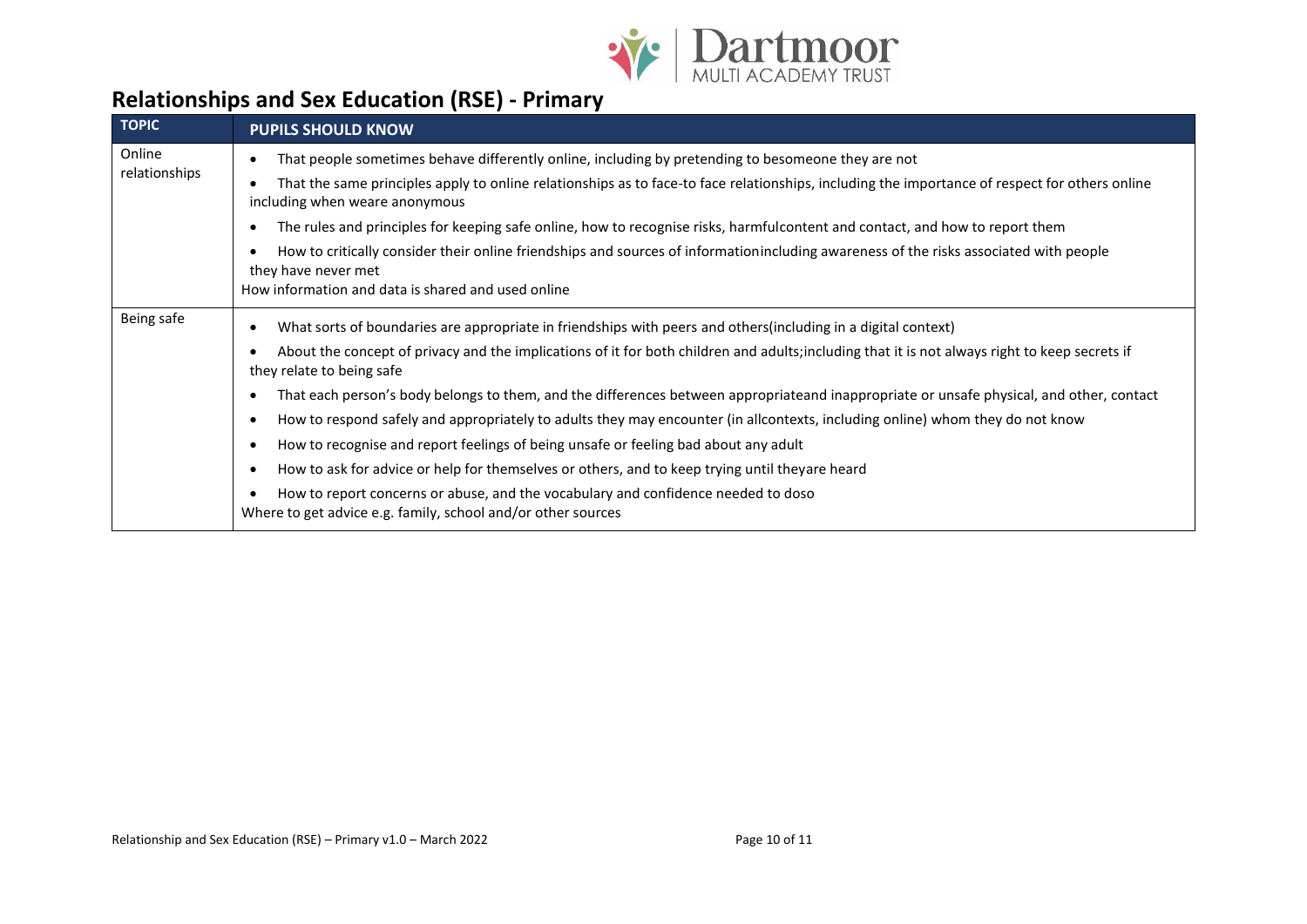## Relationships and Sex Education (RSE) - Primary

| TOPIC | PUPILS SHOULD KNOW |
|---|---|
| Online relationships | • That people sometimes behave differently online, including by pretending to besomeone they are not<br>• That the same principles apply to online relationships as to face-to face relationships, including the importance of respect for others online including when weare anonymous<br>• The rules and principles for keeping safe online, how to recognise risks, harmfulcontent and contact, and how to report them<br>• How to critically consider their online friendships and sources of informationincluding awareness of the risks associated with people they have never met<br>How information and data is shared and used online |
| Being safe | • What sorts of boundaries are appropriate in friendships with peers and others(including in a digital context)<br>• About the concept of privacy and the implications of it for both children and adults;including that it is not always right to keep secrets if they relate to being safe<br>• That each person's body belongs to them, and the differences between appropriateand inappropriate or unsafe physical, and other, contact<br>• How to respond safely and appropriately to adults they may encounter (in allcontexts, including online) whom they do not know<br>• How to recognise and report feelings of being unsafe or feeling bad about any adult<br>• How to ask for advice or help for themselves or others, and to keep trying until theyare heard<br>• How to report concerns or abuse, and the vocabulary and confidence needed to doso<br>Where to get advice e.g. family, school and/or other sources |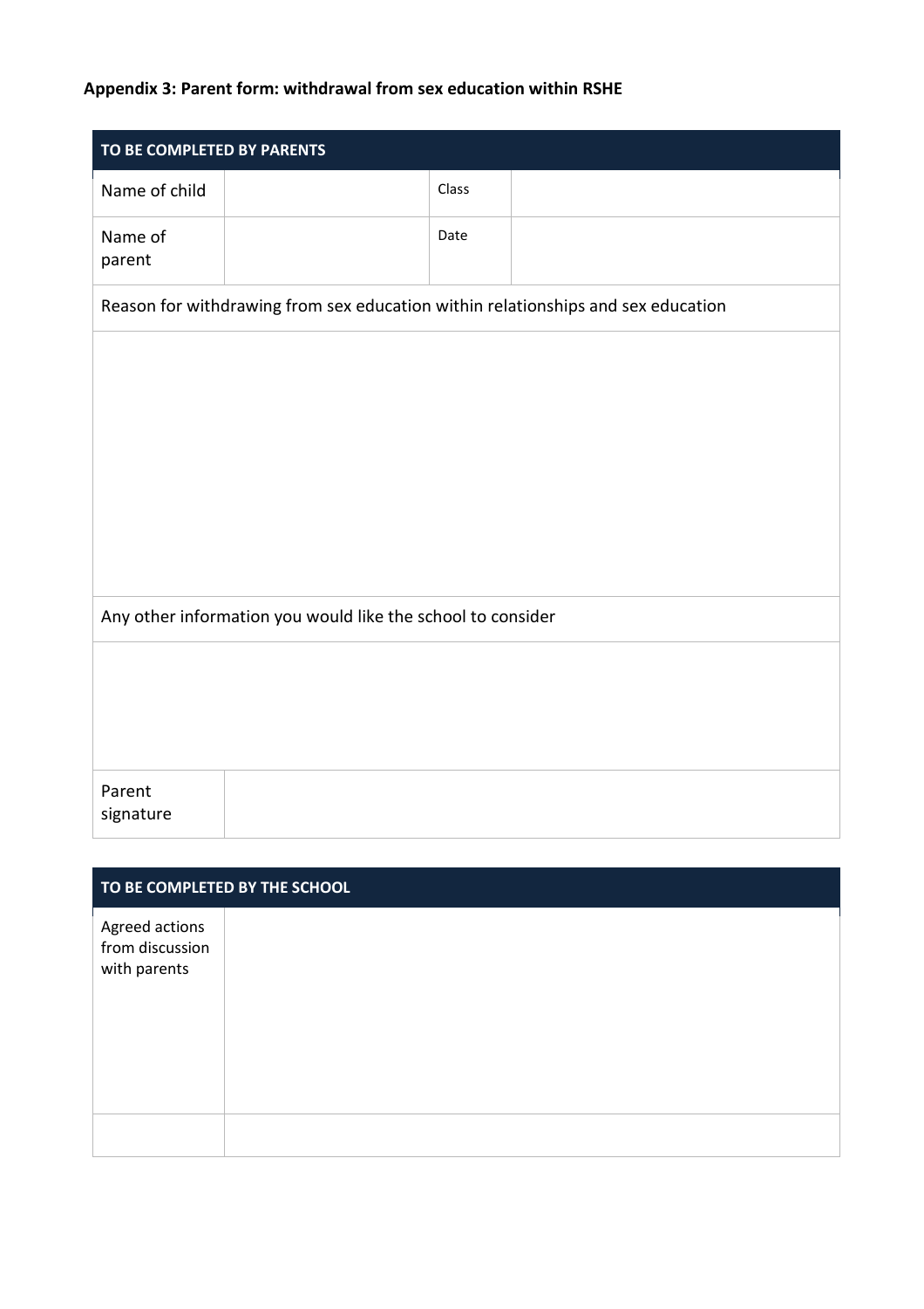**Appendix 3: Parent form: withdrawal from sex education within RSHE**

| TO BE COMPLETED BY PARENTS | | | |
|---|---|---|---|
| Name of child | | Class | |
| Name of parent | | Date | |
| Reason for withdrawing from sex education within relationships and sex education | | | |
| | | | |
| Any other information you would like the school to consider | | | |
| | | | |
| Parent signature | | | |

| TO BE COMPLETED BY THE SCHOOL | |
|---|---|
| Agreed actions from discussion with parents | |
| | |